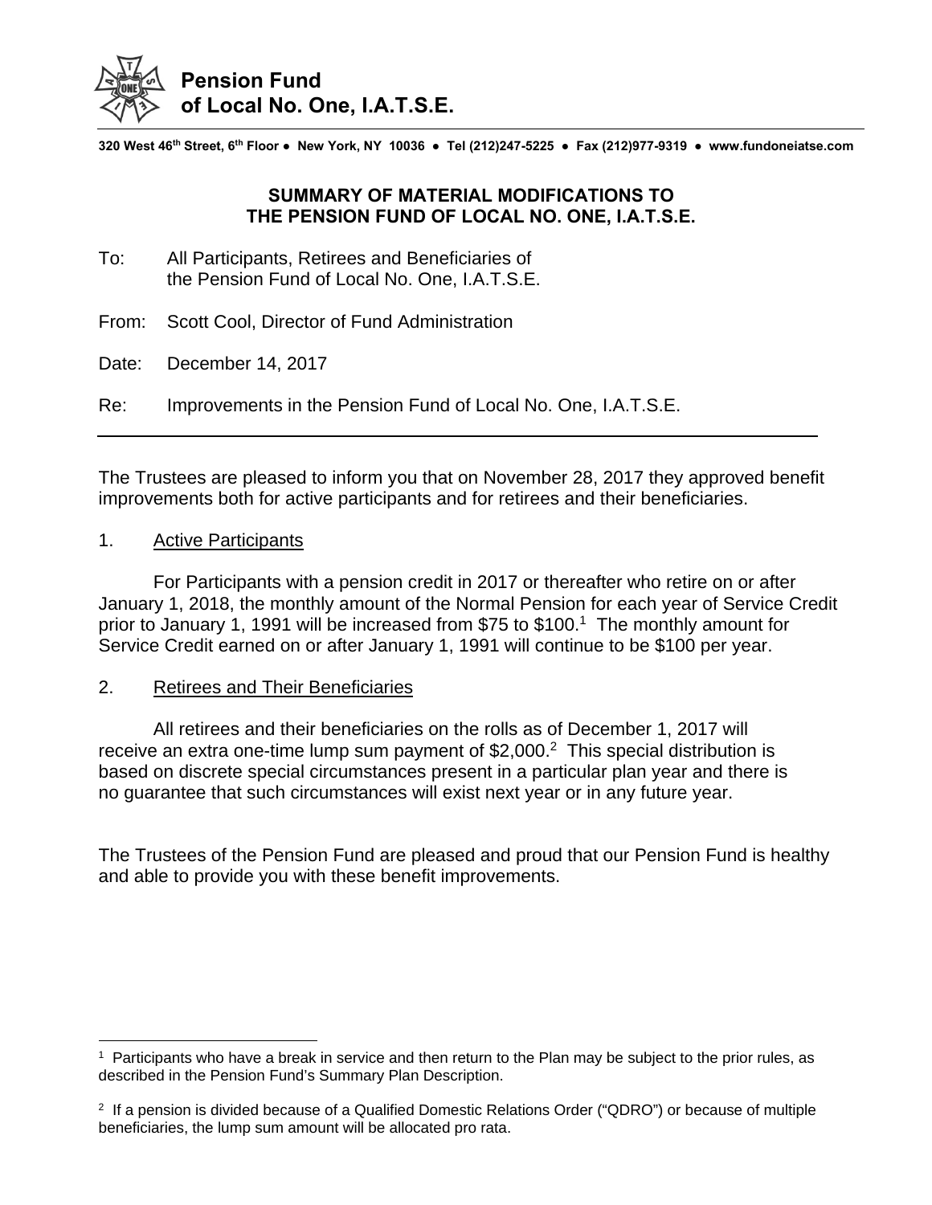**Pension Fund**
**of Local No. One, I.A.T.S.E.**

**320 West 46th Street, 6th Floor ● New York, NY 10036 ● Tel (212)247-5225 ● Fax (212)977-9319 ● www.fundoneiatse.com**

## SUMMARY OF MATERIAL MODIFICATIONS TO THE PENSION FUND OF LOCAL NO. ONE, I.A.T.S.E.

To: All Participants, Retirees and Beneficiaries of the Pension Fund of Local No. One, I.A.T.S.E.

From: Scott Cool, Director of Fund Administration

Date: December 14, 2017

Re: Improvements in the Pension Fund of Local No. One, I.A.T.S.E.

---

The Trustees are pleased to inform you that on November 28, 2017 they approved benefit improvements both for active participants and for retirees and their beneficiaries.

1. Active Participants

For Participants with a pension credit in 2017 or thereafter who retire on or after January 1, 2018, the monthly amount of the Normal Pension for each year of Service Credit prior to January 1, 1991 will be increased from $75 to $100.[1] The monthly amount for Service Credit earned on or after January 1, 1991 will continue to be $100 per year.

2. Retirees and Their Beneficiaries

All retirees and their beneficiaries on the rolls as of December 1, 2017 will receive an extra one-time lump sum payment of $2,000.[2] This special distribution is based on discrete special circumstances present in a particular plan year and there is no guarantee that such circumstances will exist next year or in any future year.

The Trustees of the Pension Fund are pleased and proud that our Pension Fund is healthy and able to provide you with these benefit improvements.

---

[1] Participants who have a break in service and then return to the Plan may be subject to the prior rules, as described in the Pension Fund's Summary Plan Description.

[2] If a pension is divided because of a Qualified Domestic Relations Order ("QDRO") or because of multiple beneficiaries, the lump sum amount will be allocated pro rata.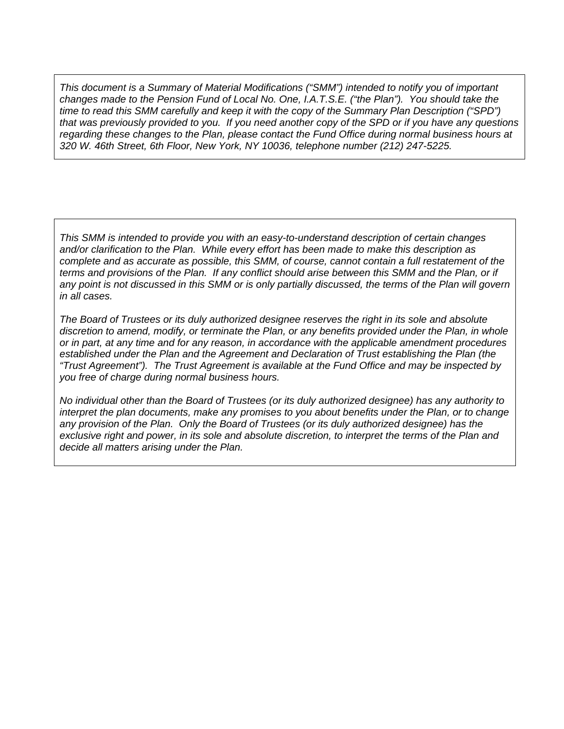*This document is a Summary of Material Modifications ("SMM") intended to notify you of important changes made to the Pension Fund of Local No. One, I.A.T.S.E. ("the Plan"). You should take the time to read this SMM carefully and keep it with the copy of the Summary Plan Description ("SPD") that was previously provided to you. If you need another copy of the SPD or if you have any questions regarding these changes to the Plan, please contact the Fund Office during normal business hours at 320 W. 46th Street, 6th Floor, New York, NY 10036, telephone number (212) 247-5225.*

*This SMM is intended to provide you with an easy-to-understand description of certain changes and/or clarification to the Plan. While every effort has been made to make this description as complete and as accurate as possible, this SMM, of course, cannot contain a full restatement of the terms and provisions of the Plan. If any conflict should arise between this SMM and the Plan, or if any point is not discussed in this SMM or is only partially discussed, the terms of the Plan will govern in all cases.*

*The Board of Trustees or its duly authorized designee reserves the right in its sole and absolute discretion to amend, modify, or terminate the Plan, or any benefits provided under the Plan, in whole or in part, at any time and for any reason, in accordance with the applicable amendment procedures established under the Plan and the Agreement and Declaration of Trust establishing the Plan (the "Trust Agreement"). The Trust Agreement is available at the Fund Office and may be inspected by you free of charge during normal business hours.*

*No individual other than the Board of Trustees (or its duly authorized designee) has any authority to interpret the plan documents, make any promises to you about benefits under the Plan, or to change any provision of the Plan. Only the Board of Trustees (or its duly authorized designee) has the exclusive right and power, in its sole and absolute discretion, to interpret the terms of the Plan and decide all matters arising under the Plan.*